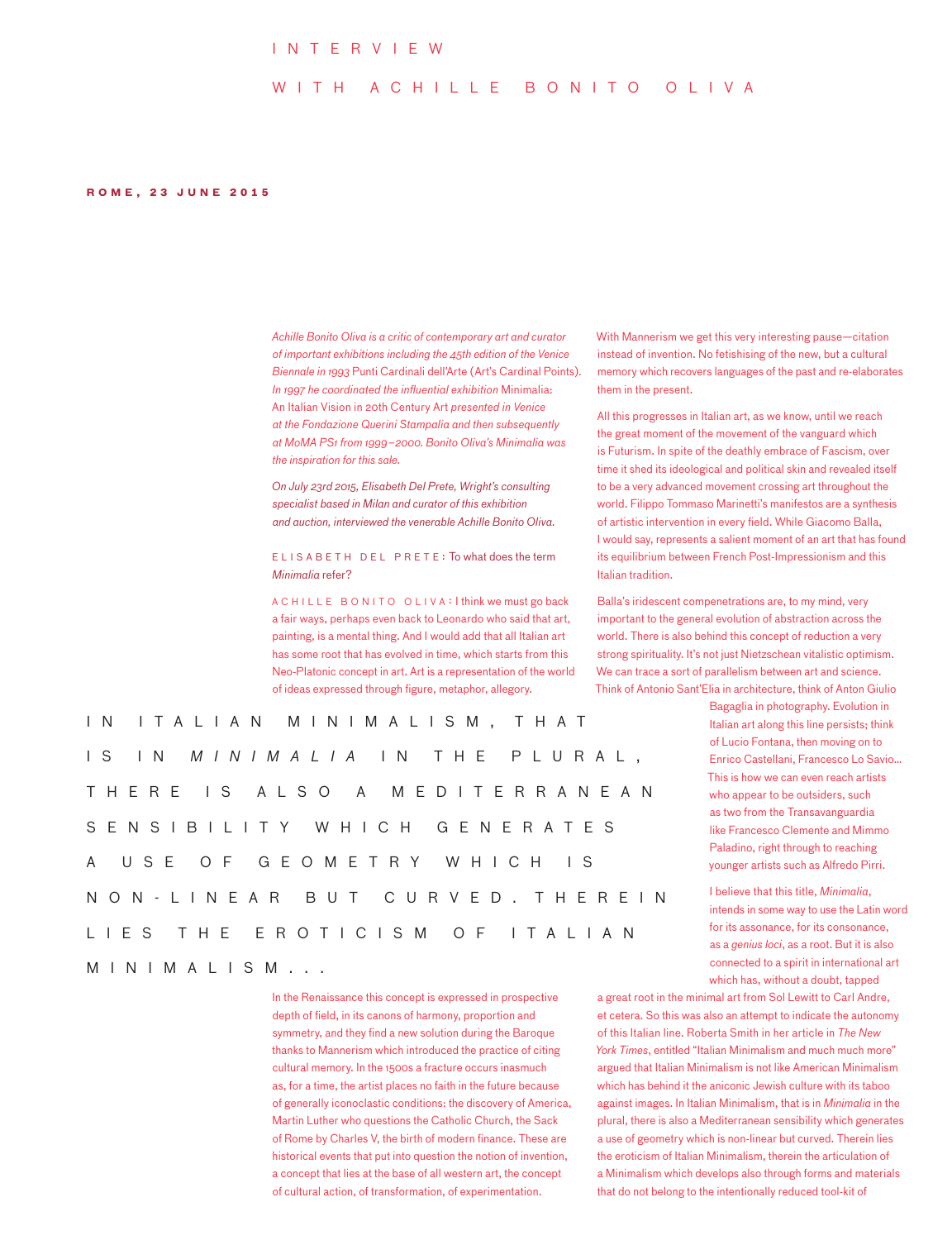# INTERVIEW WITH ACHILLE BONITO OLIVA

**ROME, 23 JUNE 2015**

*Achille Bonito Oliva is a critic of contemporary art and curator of important exhibitions including the 45th edition of the Venice Biennale in 1993* Punti Cardinali dell'Arte (Art's Cardinal Points). *In 1997 he coordinated the influential exhibition* Minimalia: An Italian Vision in 20th Century Art *presented in Venice at the Fondazione Querini Stampalia and then subsequently at MoMA PS1 from 1999–2000. Bonito Oliva's Minimalia was the inspiration for this sale.*

*On July 23rd 2015, Elisabeth Del Prete, Wright's consulting specialist based in Milan and curator of this exhibition and auction, interviewed the venerable Achille Bonito Oliva.*

ELISABETH DEL PRETE: To what does the term *Minimalia* refer?

ACHILLE BONITO OLIVA: I think we must go back a fair ways, perhaps even back to Leonardo who said that art, painting, is a mental thing. And I would add that all Italian art has some root that has evolved in time, which starts from this Neo-Platonic concept in art. Art is a representation of the world of ideas expressed through figure, metaphor, allegory.

> IN ITALIAN MINIMALISM, THAT IS IN *MINIMALIA* IN THE PLURAL, THERE IS ALSO A MEDITERRANEAN SENSIBILITY WHICH GENERATES A USE OF GEOMETRY WHICH IS NON-LINEAR BUT CURVED. THEREIN LIES THE EROTICISM OF ITALIAN MINIMALISM...

In the Renaissance this concept is expressed in prospective depth of field, in its canons of harmony, proportion and symmetry, and they find a new solution during the Baroque thanks to Mannerism which introduced the practice of citing cultural memory. In the 1500s a fracture occurs inasmuch as, for a time, the artist places no faith in the future because of generally iconoclastic conditions: the discovery of America, Martin Luther who questions the Catholic Church, the Sack of Rome by Charles V, the birth of modern finance. These are historical events that put into question the notion of invention, a concept that lies at the base of all western art, the concept of cultural action, of transformation, of experimentation.

With Mannerism we get this very interesting pause—citation instead of invention. No fetishising of the new, but a cultural memory which recovers languages of the past and re-elaborates them in the present.

All this progresses in Italian art, as we know, until we reach the great moment of the movement of the vanguard which is Futurism. In spite of the deathly embrace of Fascism, over time it shed its ideological and political skin and revealed itself to be a very advanced movement crossing art throughout the world. Filippo Tommaso Marinetti's manifestos are a synthesis of artistic intervention in every field. While Giacomo Balla, I would say, represents a salient moment of an art that has found its equilibrium between French Post-Impressionism and this Italian tradition.

Balla's iridescent compenetrations are, to my mind, very important to the general evolution of abstraction across the world. There is also behind this concept of reduction a very strong spirituality. It's not just Nietzschean vitalistic optimism. We can trace a sort of parallelism between art and science. Think of Antonio Sant'Elia in architecture, think of Anton Giulio Bagaglia in photography. Evolution in Italian art along this line persists; think of Lucio Fontana, then moving on to Enrico Castellani, Francesco Lo Savio... This is how we can even reach artists who appear to be outsiders, such as two from the Transavanguardia like Francesco Clemente and Mimmo Paladino, right through to reaching younger artists such as Alfredo Pirri.

I believe that this title, *Minimalia*, intends in some way to use the Latin word for its assonance, for its consonance, as a *genius loci*, as a root. But it is also connected to a spirit in international art which has, without a doubt, tapped a great root in the minimal art from Sol Lewitt to Carl Andre, et cetera. So this was also an attempt to indicate the autonomy of this Italian line. Roberta Smith in her article in *The New York Times*, entitled "Italian Minimalism and much much more" argued that Italian Minimalism is not like American Minimalism which has behind it the aniconic Jewish culture with its taboo against images. In Italian Minimalism, that is in *Minimalia* in the plural, there is also a Mediterranean sensibility which generates a use of geometry which is non-linear but curved. Therein lies the eroticism of Italian Minimalism, therein the articulation of a Minimalism which develops also through forms and materials that do not belong to the intentionally reduced tool-kit of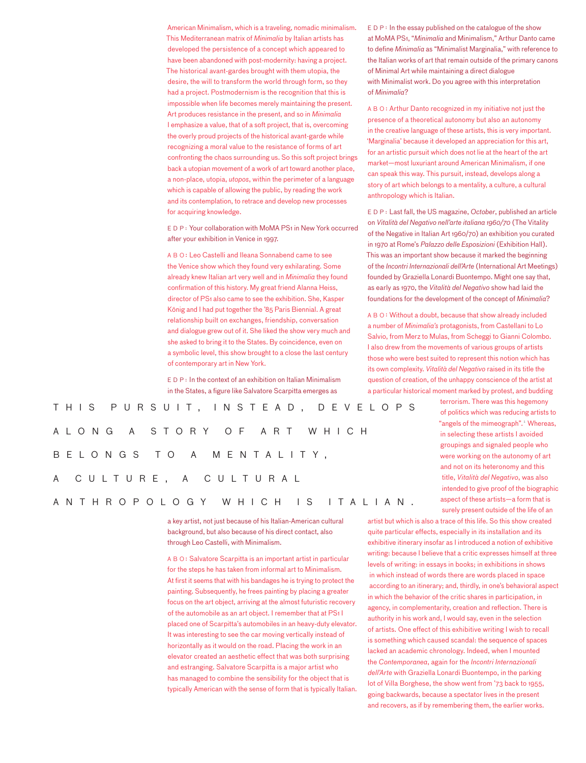American Minimalism, which is a traveling, nomadic minimalism. This Mediterranean matrix of *Minimalia* by Italian artists has developed the persistence of a concept which appeared to have been abandoned with post-modernity: having a project. The historical avant-gardes brought with them utopia, the desire, the will to transform the world through form, so they had a project. Postmodernism is the recognition that this is impossible when life becomes merely maintaining the present. Art produces resistance in the present, and so in *Minimalia* I emphasize a value, that of a soft project, that is, overcoming the overly proud projects of the historical avant-garde while recognizing a moral value to the resistance of forms of art confronting the chaos surrounding us. So this soft project brings back a utopian movement of a work of art toward another place, a non-place, utopia, *utopos*, within the perimeter of a language which is capable of allowing the public, by reading the work and its contemplation, to retrace and develop new processes for acquiring knowledge.

E D P : Your collaboration with MoMA PS1 in New York occurred after your exhibition in Venice in 1997.

A B O : Leo Castelli and Ileana Sonnabend came to see the Venice show which they found very exhilarating. Some already knew Italian art very well and in *Minimalia* they found confirmation of this history. My great friend Alanna Heiss, director of PS1 also came to see the exhibition. She, Kasper König and I had put together the '85 Paris Biennial. A great relationship built on exchanges, friendship, conversation and dialogue grew out of it. She liked the show very much and she asked to bring it to the States. By coincidence, even on a symbolic level, this show brought to a close the last century of contemporary art in New York.

E D P : In the context of an exhibition on Italian Minimalism in the States, a figure like Salvatore Scarpitta emerges as a key artist, not just because of his Italian-American cultural background, but also because of his direct contact, also through Leo Castelli, with Minimalism.

A B O : Salvatore Scarpitta is an important artist in particular for the steps he has taken from informal art to Minimalism. At first it seems that with his bandages he is trying to protect the painting. Subsequently, he frees painting by placing a greater focus on the art object, arriving at the almost futuristic recovery of the automobile as an art object. I remember that at PS1 I placed one of Scarpitta's automobiles in an heavy-duty elevator. It was interesting to see the car moving vertically instead of horizontally as it would on the road. Placing the work in an elevator created an aesthetic effect that was both surprising and estranging. Salvatore Scarpitta is a major artist who has managed to combine the sensibility for the object that is typically American with the sense of form that is typically Italian.

E D P : In the essay published on the catalogue of the show at MoMA PS1, "*Minimalia* and Minimalism," Arthur Danto came to define *Minimalia* as "Minimalist Marginalia," with reference to the Italian works of art that remain outside of the primary canons of Minimal Art while maintaining a direct dialogue with Minimalist work. Do you agree with this interpretation of *Minimalia*?

A B O : Arthur Danto recognized in my initiative not just the presence of a theoretical autonomy but also an autonomy in the creative language of these artists, this is very important. 'Marginalia' because it developed an appreciation for this art, for an artistic pursuit which does not lie at the heart of the art market—most luxuriant around American Minimalism, if one can speak this way. This pursuit, instead, develops along a story of art which belongs to a mentality, a culture, a cultural anthropology which is Italian.

E D P : Last fall, the US magazine, *October*, published an article on *Vitalità del Negativo nell'arte italiana 1960/70* (The Vitality of the Negative in Italian Art 1960/70) an exhibition you curated in 1970 at Rome's *Palazzo delle Esposizioni* (Exhibition Hall). This was an important show because it marked the beginning of the *Incontri Internazionali dell'Arte* (International Art Meetings) founded by Graziella Lonardi Buontempo. Might one say that, as early as 1970, the *Vitalità del Negativo* show had laid the foundations for the development of the concept of *Minimalia*?

A B O : Without a doubt, because that show already included a number of *Minimalia's* protagonists, from Castellani to Lo Salvio, from Merz to Mulas, from Scheggi to Gianni Colombo. I also drew from the movements of various groups of artists those who were best suited to represent this notion which has its own complexity. *Vitalità del Negativo* raised in its title the question of creation, of the unhappy conscience of the artist at a particular historical moment marked by protest, and budding terrorism. There was this hegemony of politics which was reducing artists to "angels of the mimeograph".[1] Whereas, in selecting these artists I avoided groupings and signaled people who were working on the autonomy of art and not on its heteronomy and this title, *Vitalità del Negativo*, was also intended to give proof of the biographic aspect of these artists—a form that is surely present outside of the life of an artist but which is also a trace of this life. So this show created quite particular effects, especially in its installation and its exhibitive itinerary insofar as I introduced a notion of exhibitive writing: because I believe that a critic expresses himself at three levels of writing: in essays in books; in exhibitions in shows in which instead of words there are words placed in space according to an itinerary; and, thirdly, in one's behavioral aspect in which the behavior of the critic shares in participation, in agency, in complementarity, creation and reflection. There is authority in his work and, I would say, even in the selection of artists. One effect of this exhibitive writing I wish to recall is something which caused scandal: the sequence of spaces lacked an academic chronology. Indeed, when I mounted the *Contemporanea*, again for the *Incontri Internazionali dell'Arte* with Graziella Lonardi Buontempo, in the parking lot of Villa Borghese, the show went from '73 back to 1955, going backwards, because a spectator lives in the present and recovers, as if by remembering them, the earlier works.

THIS PURSUIT, INSTEAD, DEVELOPS ALONG A STORY OF ART WHICH BELONGS TO A MENTALITY, A CULTURE, A CULTURAL ANTHROPOLOGY WHICH IS ITALIAN.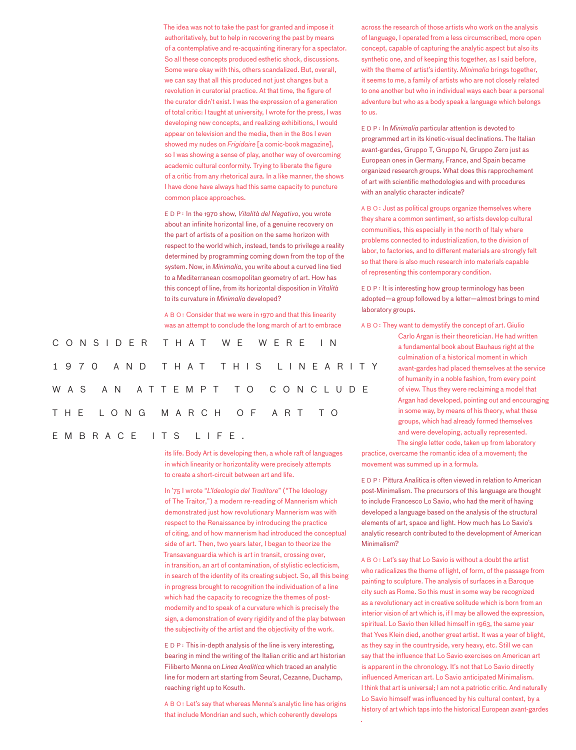The idea was not to take the past for granted and impose it authoritatively, but to help in recovering the past by means of a contemplative and re-acquainting itinerary for a spectator. So all these concepts produced esthetic shock, discussions. Some were okay with this, others scandalized. But, overall, we can say that all this produced not just changes but a revolution in curatorial practice. At that time, the figure of the curator didn't exist. I was the expression of a generation of total critic: I taught at university, I wrote for the press, I was developing new concepts, and realizing exhibitions, I would appear on television and the media, then in the 80s I even showed my nudes on *Frigidaire* [a comic-book magazine], so I was showing a sense of play, another way of overcoming academic cultural conformity. Trying to liberate the figure of a critic from any rhetorical aura. In a like manner, the shows I have done have always had this same capacity to puncture common place approaches.

E D P : In the 1970 show, *Vitalità del Negativo*, you wrote about an infinite horizontal line, of a genuine recovery on the part of artists of a position on the same horizon with respect to the world which, instead, tends to privilege a reality determined by programming coming down from the top of the system. Now, in *Minimalia*, you write about a curved line tied to a Mediterranean cosmopolitan geometry of art. How has this concept of line, from its horizontal disposition in *Vitalità* to its curvature in *Minimalia* developed?

A B O : Consider that we were in 1970 and that this linearity was an attempt to conclude the long march of art to embrace its life. Body Art is developing then, a whole raft of languages in which linearity or horizontality were precisely attempts to create a short-circuit between art and life.

In '75 I wrote "*L'Ideologia del Traditore*" ("The Ideology of The Traitor,") a modern re-reading of Mannerism which demonstrated just how revolutionary Mannerism was with respect to the Renaissance by introducing the practice of citing, and of how mannerism had introduced the conceptual side of art. Then, two years later, I began to theorize the Transavanguardia which is art in transit, crossing over, in transition, an art of contamination, of stylistic eclecticism, in search of the identity of its creating subject. So, all this being in progress brought to recognition the individuation of a line which had the capacity to recognize the themes of post-modernity and to speak of a curvature which is precisely the sign, a demonstration of every rigidity and of the play between the subjectivity of the artist and the objectivity of the work.

C O N S I D E R  T H A T  W E  W E R E  I N  1 9 7 0  A N D  T H A T  T H I S  L I N E A R I T Y  W A S  A N  A T T E M P T  T O  C O N C L U D E  T H E  L O N G  M A R C H  O F  A R T  T O  E M B R A C E  I T S  L I F E .

E D P : This in-depth analysis of the line is very interesting, bearing in mind the writing of the Italian critic and art historian Filiberto Menna on *Linea Analitica* which traced an analytic line for modern art starting from Seurat, Cezanne, Duchamp, reaching right up to Kosuth.

A B O : Let's say that whereas Menna's analytic line has origins that include Mondrian and such, which coherently develops across the research of those artists who work on the analysis of language, I operated from a less circumscribed, more open concept, capable of capturing the analytic aspect but also its synthetic one, and of keeping this together, as I said before, with the theme of artist's identity. *Minimalia* brings together, it seems to me, a family of artists who are not closely related to one another but who in individual ways each bear a personal adventure but who as a body speak a language which belongs to us.

E D P : In *Minimalia* particular attention is devoted to programmed art in its kinetic-visual declinations. The Italian avant-gardes, Gruppo T, Gruppo N, Gruppo Zero just as European ones in Germany, France, and Spain became organized research groups. What does this rapprochement of art with scientific methodologies and with procedures with an analytic character indicate?

A B O : Just as political groups organize themselves where they share a common sentiment, so artists develop cultural communities, this especially in the north of Italy where problems connected to industrialization, to the division of labor, to factories, and to different materials are strongly felt so that there is also much research into materials capable of representing this contemporary condition.

E D P : It is interesting how group terminology has been adopted—a group followed by a letter—almost brings to mind laboratory groups.

A B O : They want to demystify the concept of art. Giulio Carlo Argan is their theoretician. He had written a fundamental book about Bauhaus right at the culmination of a historical moment in which avant-gardes had placed themselves at the service of humanity in a noble fashion, from every point of view. Thus they were reclaiming a model that Argan had developed, pointing out and encouraging in some way, by means of his theory, what these groups, which had already formed themselves and were developing, actually represented. The single letter code, taken up from laboratory practice, overcame the romantic idea of a movement; the movement was summed up in a formula.

E D P : Pittura Analitica is often viewed in relation to American post-Minimalism. The precursors of this language are thought to include Francesco Lo Savio, who had the merit of having developed a language based on the analysis of the structural elements of art, space and light. How much has Lo Savio's analytic research contributed to the development of American Minimalism?

A B O : Let's say that Lo Savio is without a doubt the artist who radicalizes the theme of light, of form, of the passage from painting to sculpture. The analysis of surfaces in a Baroque city such as Rome. So this must in some way be recognized as a revolutionary act in creative solitude which is born from an interior vision of art which is, if I may be allowed the expression, spiritual. Lo Savio then killed himself in 1963, the same year that Yves Klein died, another great artist. It was a year of blight, as they say in the countryside, very heavy, etc. Still we can say that the influence that Lo Savio exercises on American art is apparent in the chronology. It's not that Lo Savio directly influenced American art. Lo Savio anticipated Minimalism. I think that art is universal; I am not a patriotic critic. And naturally Lo Savio himself was influenced by his cultural context, by a history of art which taps into the historical European avant-gardes.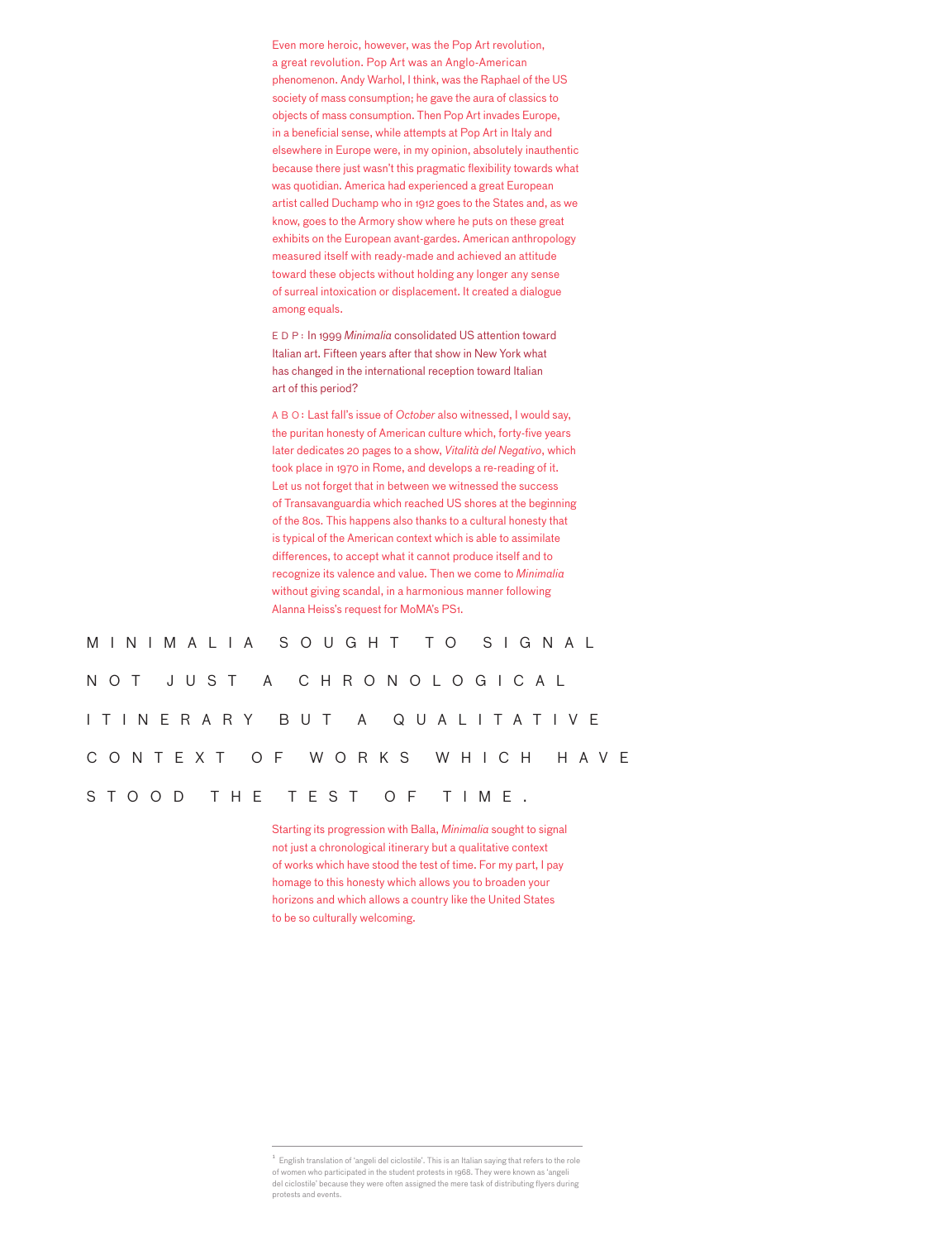Even more heroic, however, was the Pop Art revolution, a great revolution. Pop Art was an Anglo-American phenomenon. Andy Warhol, I think, was the Raphael of the US society of mass consumption; he gave the aura of classics to objects of mass consumption. Then Pop Art invades Europe, in a beneficial sense, while attempts at Pop Art in Italy and elsewhere in Europe were, in my opinion, absolutely inauthentic because there just wasn't this pragmatic flexibility towards what was quotidian. America had experienced a great European artist called Duchamp who in 1912 goes to the States and, as we know, goes to the Armory show where he puts on these great exhibits on the European avant-gardes. American anthropology measured itself with ready-made and achieved an attitude toward these objects without holding any longer any sense of surreal intoxication or displacement. It created a dialogue among equals.

E D P : In 1999 *Minimalia* consolidated US attention toward Italian art. Fifteen years after that show in New York what has changed in the international reception toward Italian art of this period?

A B O : Last fall's issue of *October* also witnessed, I would say, the puritan honesty of American culture which, forty-five years later dedicates 20 pages to a show, *Vitalità del Negativo*, which took place in 1970 in Rome, and develops a re-reading of it. Let us not forget that in between we witnessed the success of Transavanguardia which reached US shores at the beginning of the 80s. This happens also thanks to a cultural honesty that is typical of the American context which is able to assimilate differences, to accept what it cannot produce itself and to recognize its valence and value. Then we come to *Minimalia* without giving scandal, in a harmonious manner following Alanna Heiss's request for MoMA's PS1.

M I N I M A L I A   S O U G H T   T O   S I G N A L   N O T   J U S T   A   C H R O N O L O G I C A L   I T I N E R A R Y   B U T   A   Q U A L I T A T I V E   C O N T E X T   O F   W O R K S   W H I C H   H A V E   S T O O D   T H E   T E S T   O F   T I M E .

Starting its progression with Balla, *Minimalia* sought to signal not just a chronological itinerary but a qualitative context of works which have stood the test of time. For my part, I pay homage to this honesty which allows you to broaden your horizons and which allows a country like the United States to be so culturally welcoming.

---

[1] English translation of 'angeli del ciclostile'. This is an Italian saying that refers to the role of women who participated in the student protests in 1968. They were known as 'angeli del ciclostile' because they were often assigned the mere task of distributing flyers during protests and events.